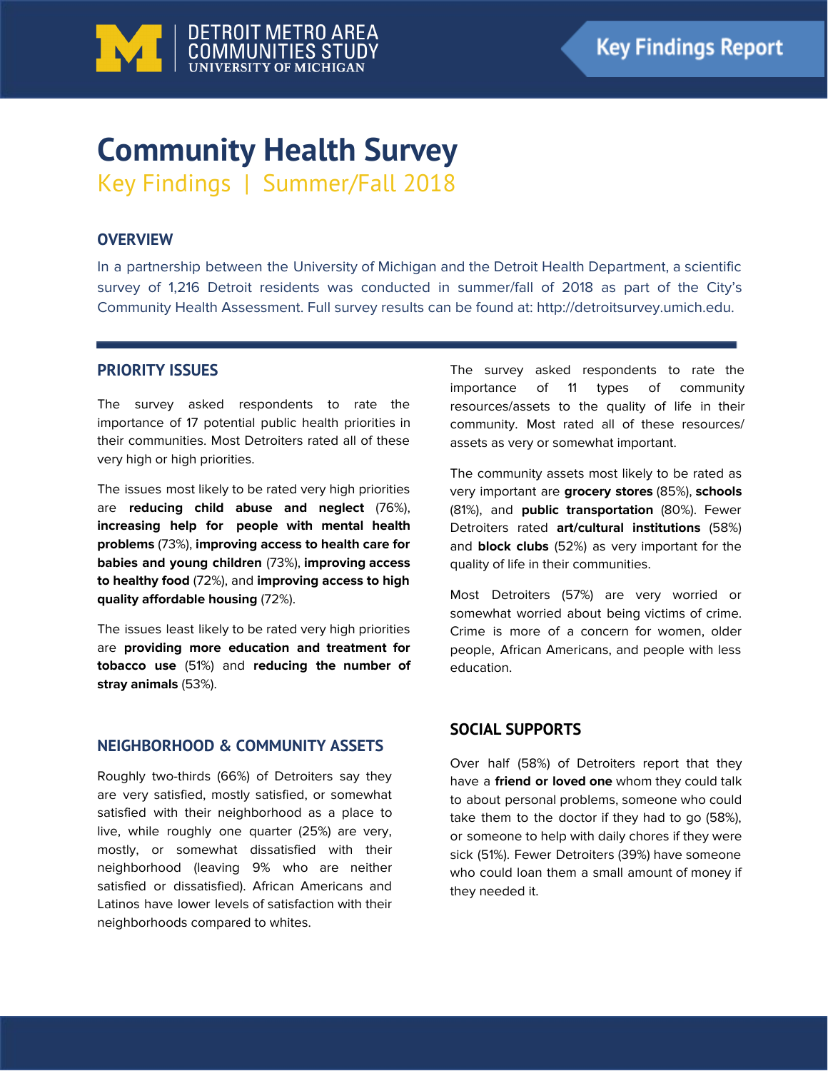DETROIT METRO AREA COMMUNITIES STUDY
UNIVERSITY OF MICHIGAN

Key Findings Report

# Community Health Survey

## Key Findings | Summer/Fall 2018

### OVERVIEW

In a partnership between the University of Michigan and the Detroit Health Department, a scientific survey of 1,216 Detroit residents was conducted in summer/fall of 2018 as part of the City's Community Health Assessment. Full survey results can be found at: http://detroitsurvey.umich.edu.

### PRIORITY ISSUES

The survey asked respondents to rate the importance of 17 potential public health priorities in their communities. Most Detroiters rated all of these very high or high priorities.

The issues most likely to be rated very high priorities are **reducing child abuse and neglect** (76%), **increasing help for people with mental health problems** (73%), **improving access to health care for babies and young children** (73%), **improving access to healthy food** (72%), and **improving access to high quality affordable housing** (72%).

The issues least likely to be rated very high priorities are **providing more education and treatment for tobacco use** (51%) and **reducing the number of stray animals** (53%).

### NEIGHBORHOOD & COMMUNITY ASSETS

Roughly two-thirds (66%) of Detroiters say they are very satisfied, mostly satisfied, or somewhat satisfied with their neighborhood as a place to live, while roughly one quarter (25%) are very, mostly, or somewhat dissatisfied with their neighborhood (leaving 9% who are neither satisfied or dissatisfied). African Americans and Latinos have lower levels of satisfaction with their neighborhoods compared to whites.

The survey asked respondents to rate the importance of 11 types of community resources/assets to the quality of life in their community. Most rated all of these resources/ assets as very or somewhat important.

The community assets most likely to be rated as very important are **grocery stores** (85%), **schools** (81%), and **public transportation** (80%). Fewer Detroiters rated **art/cultural institutions** (58%) and **block clubs** (52%) as very important for the quality of life in their communities.

Most Detroiters (57%) are very worried or somewhat worried about being victims of crime. Crime is more of a concern for women, older people, African Americans, and people with less education.

### SOCIAL SUPPORTS

Over half (58%) of Detroiters report that they have a **friend or loved one** whom they could talk to about personal problems, someone who could take them to the doctor if they had to go (58%), or someone to help with daily chores if they were sick (51%). Fewer Detroiters (39%) have someone who could loan them a small amount of money if they needed it.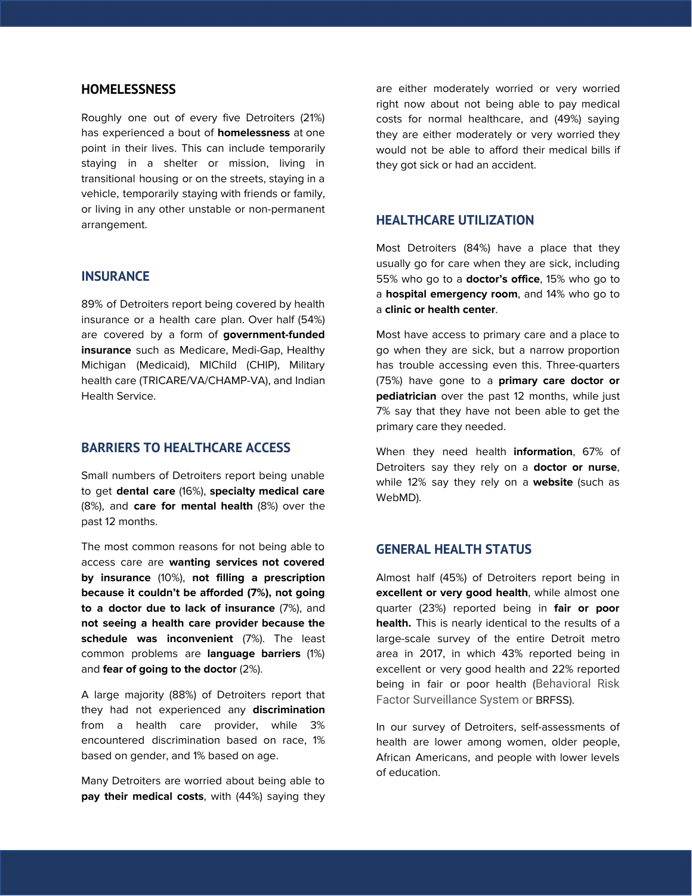## HOMELESSNESS

Roughly one out of every five Detroiters (21%) has experienced a bout of **homelessness** at one point in their lives. This can include temporarily staying in a shelter or mission, living in transitional housing or on the streets, staying in a vehicle, temporarily staying with friends or family, or living in any other unstable or non-permanent arrangement.

## INSURANCE

89% of Detroiters report being covered by health insurance or a health care plan. Over half (54%) are covered by a form of **government-funded insurance** such as Medicare, Medi-Gap, Healthy Michigan (Medicaid), MIChild (CHIP), Military health care (TRICARE/VA/CHAMP-VA), and Indian Health Service.

## BARRIERS TO HEALTHCARE ACCESS

Small numbers of Detroiters report being unable to get **dental care** (16%), **specialty medical care** (8%), and **care for mental health** (8%) over the past 12 months.

The most common reasons for not being able to access care are **wanting services not covered by insurance** (10%), **not filling a prescription because it couldn't be afforded (7%), not going to a doctor due to lack of insurance** (7%), and **not seeing a health care provider because the schedule was inconvenient** (7%). The least common problems are **language barriers** (1%) and **fear of going to the doctor** (2%).

A large majority (88%) of Detroiters report that they had not experienced any **discrimination** from a health care provider, while 3% encountered discrimination based on race, 1% based on gender, and 1% based on age.

Many Detroiters are worried about being able to **pay their medical costs**, with (44%) saying they are either moderately worried or very worried right now about not being able to pay medical costs for normal healthcare, and (49%) saying they are either moderately or very worried they would not be able to afford their medical bills if they got sick or had an accident.

## HEALTHCARE UTILIZATION

Most Detroiters (84%) have a place that they usually go for care when they are sick, including 55% who go to a **doctor's office**, 15% who go to a **hospital emergency room**, and 14% who go to a **clinic or health center**.

Most have access to primary care and a place to go when they are sick, but a narrow proportion has trouble accessing even this. Three-quarters (75%) have gone to a **primary care doctor or pediatrician** over the past 12 months, while just 7% say that they have not been able to get the primary care they needed.

When they need health **information**, 67% of Detroiters say they rely on a **doctor or nurse**, while 12% say they rely on a **website** (such as WebMD).

## GENERAL HEALTH STATUS

Almost half (45%) of Detroiters report being in **excellent or very good health**, while almost one quarter (23%) reported being in **fair or poor health.** This is nearly identical to the results of a large-scale survey of the entire Detroit metro area in 2017, in which 43% reported being in excellent or very good health and 22% reported being in fair or poor health (Behavioral Risk Factor Surveillance System or BRFSS).

In our survey of Detroiters, self-assessments of health are lower among women, older people, African Americans, and people with lower levels of education.